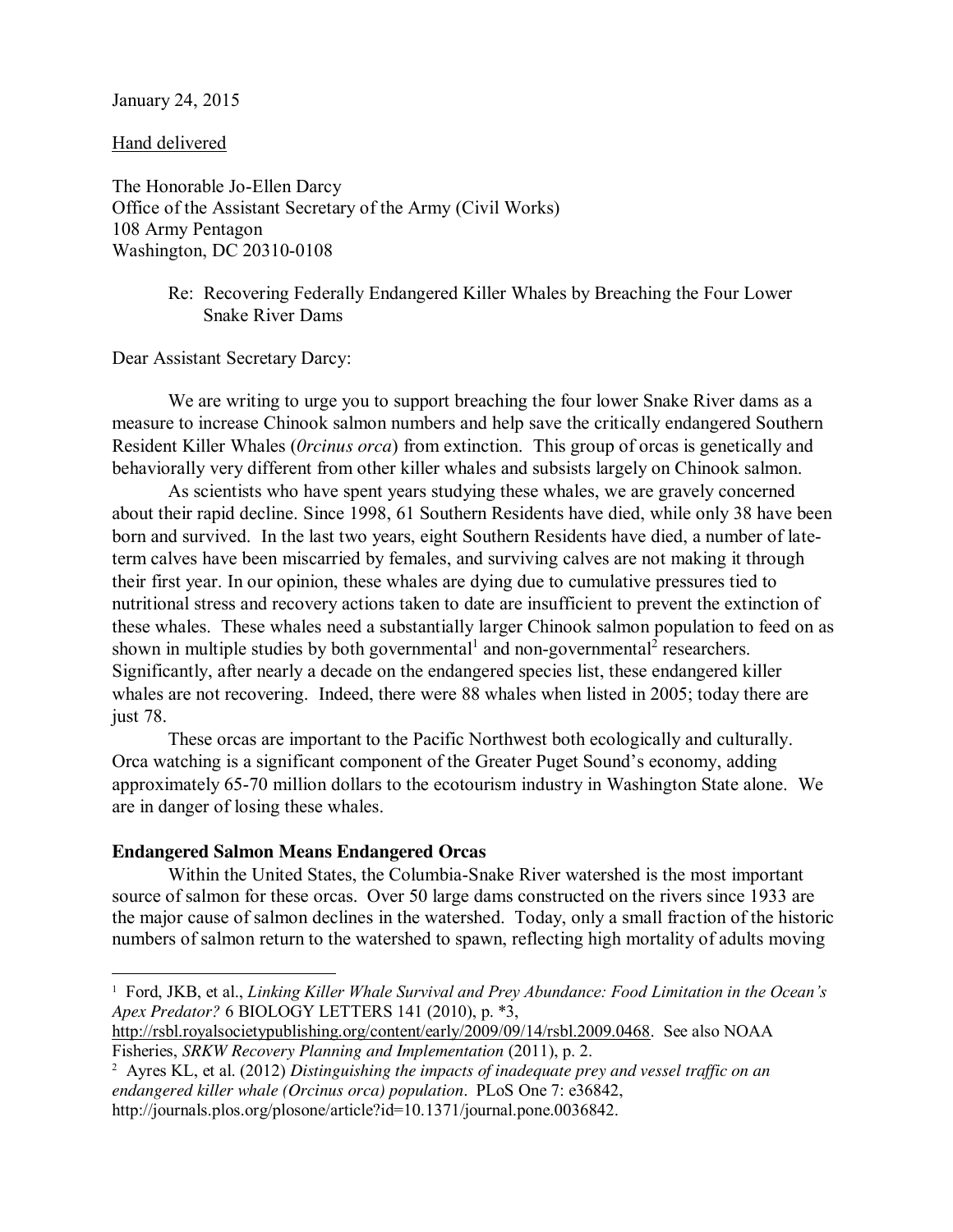January 24, 2015

Hand delivered

The Honorable Jo-Ellen Darcy
Office of the Assistant Secretary of the Army (Civil Works)
108 Army Pentagon
Washington, DC 20310-0108

Re: Recovering Federally Endangered Killer Whales by Breaching the Four Lower Snake River Dams

Dear Assistant Secretary Darcy:

We are writing to urge you to support breaching the four lower Snake River dams as a measure to increase Chinook salmon numbers and help save the critically endangered Southern Resident Killer Whales (*0rcinus orca*) from extinction. This group of orcas is genetically and behaviorally very different from other killer whales and subsists largely on Chinook salmon.

As scientists who have spent years studying these whales, we are gravely concerned about their rapid decline. Since 1998, 61 Southern Residents have died, while only 38 have been born and survived. In the last two years, eight Southern Residents have died, a number of late-term calves have been miscarried by females, and surviving calves are not making it through their first year. In our opinion, these whales are dying due to cumulative pressures tied to nutritional stress and recovery actions taken to date are insufficient to prevent the extinction of these whales. These whales need a substantially larger Chinook salmon population to feed on as shown in multiple studies by both governmental[1] and non-governmental[2] researchers. Significantly, after nearly a decade on the endangered species list, these endangered killer whales are not recovering. Indeed, there were 88 whales when listed in 2005; today there are just 78.

These orcas are important to the Pacific Northwest both ecologically and culturally. Orca watching is a significant component of the Greater Puget Sound's economy, adding approximately 65-70 million dollars to the ecotourism industry in Washington State alone. We are in danger of losing these whales.

**Endangered Salmon Means Endangered Orcas**

Within the United States, the Columbia-Snake River watershed is the most important source of salmon for these orcas. Over 50 large dams constructed on the rivers since 1933 are the major cause of salmon declines in the watershed. Today, only a small fraction of the historic numbers of salmon return to the watershed to spawn, reflecting high mortality of adults moving

---

[1] Ford, JKB, et al., *Linking Killer Whale Survival and Prey Abundance: Food Limitation in the Ocean's Apex Predator?* 6 BIOLOGY LETTERS 141 (2010), p. *3, http://rsbl.royalsocietypublishing.org/content/early/2009/09/14/rsbl.2009.0468. See also NOAA Fisheries, *SRKW Recovery Planning and Implementation* (2011), p. 2.

[2] Ayres KL, et al. (2012) *Distinguishing the impacts of inadequate prey and vessel traffic on an endangered killer whale (Orcinus orca) population*. PLoS One 7: e36842, http://journals.plos.org/plosone/article?id=10.1371/journal.pone.0036842.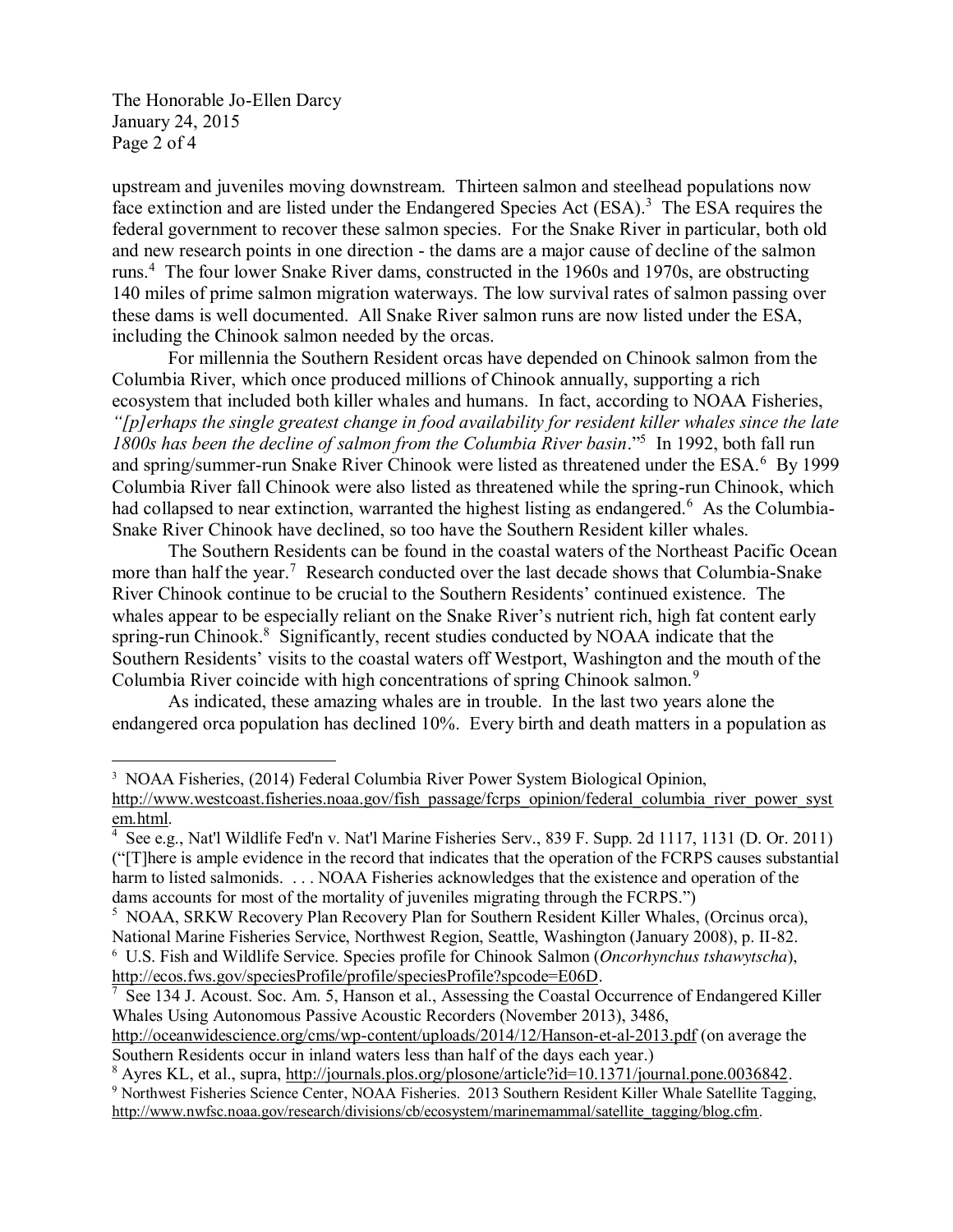upstream and juveniles moving downstream. Thirteen salmon and steelhead populations now face extinction and are listed under the Endangered Species Act (ESA).[3] The ESA requires the federal government to recover these salmon species. For the Snake River in particular, both old and new research points in one direction - the dams are a major cause of decline of the salmon runs.[4] The four lower Snake River dams, constructed in the 1960s and 1970s, are obstructing 140 miles of prime salmon migration waterways. The low survival rates of salmon passing over these dams is well documented. All Snake River salmon runs are now listed under the ESA, including the Chinook salmon needed by the orcas.

For millennia the Southern Resident orcas have depended on Chinook salmon from the Columbia River, which once produced millions of Chinook annually, supporting a rich ecosystem that included both killer whales and humans. In fact, according to NOAA Fisheries, *"[p]erhaps the single greatest change in food availability for resident killer whales since the late 1800s has been the decline of salmon from the Columbia River basin*."[5] In 1992, both fall run and spring/summer-run Snake River Chinook were listed as threatened under the ESA.[6] By 1999 Columbia River fall Chinook were also listed as threatened while the spring-run Chinook, which had collapsed to near extinction, warranted the highest listing as endangered.[6] As the Columbia-Snake River Chinook have declined, so too have the Southern Resident killer whales.

The Southern Residents can be found in the coastal waters of the Northeast Pacific Ocean more than half the year.[7] Research conducted over the last decade shows that Columbia-Snake River Chinook continue to be crucial to the Southern Residents' continued existence. The whales appear to be especially reliant on the Snake River's nutrient rich, high fat content early spring-run Chinook.[8] Significantly, recent studies conducted by NOAA indicate that the Southern Residents' visits to the coastal waters off Westport, Washington and the mouth of the Columbia River coincide with high concentrations of spring Chinook salmon.[9]

As indicated, these amazing whales are in trouble. In the last two years alone the endangered orca population has declined 10%. Every birth and death matters in a population as

---

[3] NOAA Fisheries, (2014) Federal Columbia River Power System Biological Opinion, http://www.westcoast.fisheries.noaa.gov/fish_passage/fcrps_opinion/federal_columbia_river_power_system.html.

[4] See e.g., Nat'l Wildlife Fed'n v. Nat'l Marine Fisheries Serv., 839 F. Supp. 2d 1117, 1131 (D. Or. 2011) ("[T]here is ample evidence in the record that indicates that the operation of the FCRPS causes substantial harm to listed salmonids. . . . NOAA Fisheries acknowledges that the existence and operation of the dams accounts for most of the mortality of juveniles migrating through the FCRPS.")

[5] NOAA, SRKW Recovery Plan Recovery Plan for Southern Resident Killer Whales, (Orcinus orca), National Marine Fisheries Service, Northwest Region, Seattle, Washington (January 2008), p. II-82.

[6] U.S. Fish and Wildlife Service. Species profile for Chinook Salmon (*Oncorhynchus tshawytscha*), http://ecos.fws.gov/speciesProfile/profile/speciesProfile?spcode=E06D.

[7] See 134 J. Acoust. Soc. Am. 5, Hanson et al., Assessing the Coastal Occurrence of Endangered Killer Whales Using Autonomous Passive Acoustic Recorders (November 2013), 3486, http://oceanwidescience.org/cms/wp-content/uploads/2014/12/Hanson-et-al-2013.pdf (on average the Southern Residents occur in inland waters less than half of the days each year.)

[8] Ayres KL, et al., supra, http://journals.plos.org/plosone/article?id=10.1371/journal.pone.0036842.

[9] Northwest Fisheries Science Center, NOAA Fisheries. 2013 Southern Resident Killer Whale Satellite Tagging, http://www.nwfsc.noaa.gov/research/divisions/cb/ecosystem/marinemammal/satellite_tagging/blog.cfm.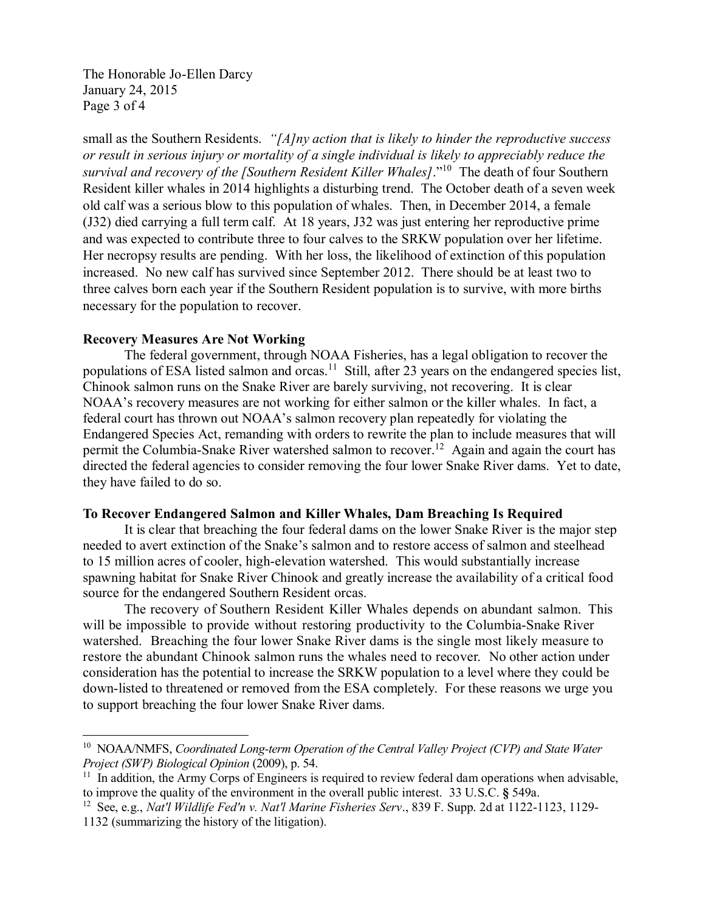small as the Southern Residents. *"[A]ny action that is likely to hinder the reproductive success or result in serious injury or mortality of a single individual is likely to appreciably reduce the survival and recovery of the [Southern Resident Killer Whales]*."[10] The death of four Southern Resident killer whales in 2014 highlights a disturbing trend. The October death of a seven week old calf was a serious blow to this population of whales. Then, in December 2014, a female (J32) died carrying a full term calf. At 18 years, J32 was just entering her reproductive prime and was expected to contribute three to four calves to the SRKW population over her lifetime. Her necropsy results are pending. With her loss, the likelihood of extinction of this population increased. No new calf has survived since September 2012. There should be at least two to three calves born each year if the Southern Resident population is to survive, with more births necessary for the population to recover.

**Recovery Measures Are Not Working**

The federal government, through NOAA Fisheries, has a legal obligation to recover the populations of ESA listed salmon and orcas.[11] Still, after 23 years on the endangered species list, Chinook salmon runs on the Snake River are barely surviving, not recovering. It is clear NOAA's recovery measures are not working for either salmon or the killer whales. In fact, a federal court has thrown out NOAA's salmon recovery plan repeatedly for violating the Endangered Species Act, remanding with orders to rewrite the plan to include measures that will permit the Columbia-Snake River watershed salmon to recover.[12] Again and again the court has directed the federal agencies to consider removing the four lower Snake River dams. Yet to date, they have failed to do so.

**To Recover Endangered Salmon and Killer Whales, Dam Breaching Is Required**

It is clear that breaching the four federal dams on the lower Snake River is the major step needed to avert extinction of the Snake's salmon and to restore access of salmon and steelhead to 15 million acres of cooler, high-elevation watershed. This would substantially increase spawning habitat for Snake River Chinook and greatly increase the availability of a critical food source for the endangered Southern Resident orcas.

The recovery of Southern Resident Killer Whales depends on abundant salmon. This will be impossible to provide without restoring productivity to the Columbia-Snake River watershed. Breaching the four lower Snake River dams is the single most likely measure to restore the abundant Chinook salmon runs the whales need to recover. No other action under consideration has the potential to increase the SRKW population to a level where they could be down-listed to threatened or removed from the ESA completely. For these reasons we urge you to support breaching the four lower Snake River dams.

---

[10] NOAA/NMFS, *Coordinated Long-term Operation of the Central Valley Project (CVP) and State Water Project (SWP) Biological Opinion* (2009), p. 54.

[11] In addition, the Army Corps of Engineers is required to review federal dam operations when advisable, to improve the quality of the environment in the overall public interest. 33 U.S.C. § 549a.

[12] See, e.g., *Nat'l Wildlife Fed'n v. Nat'l Marine Fisheries Serv*., 839 F. Supp. 2d at 1122-1123, 1129-1132 (summarizing the history of the litigation).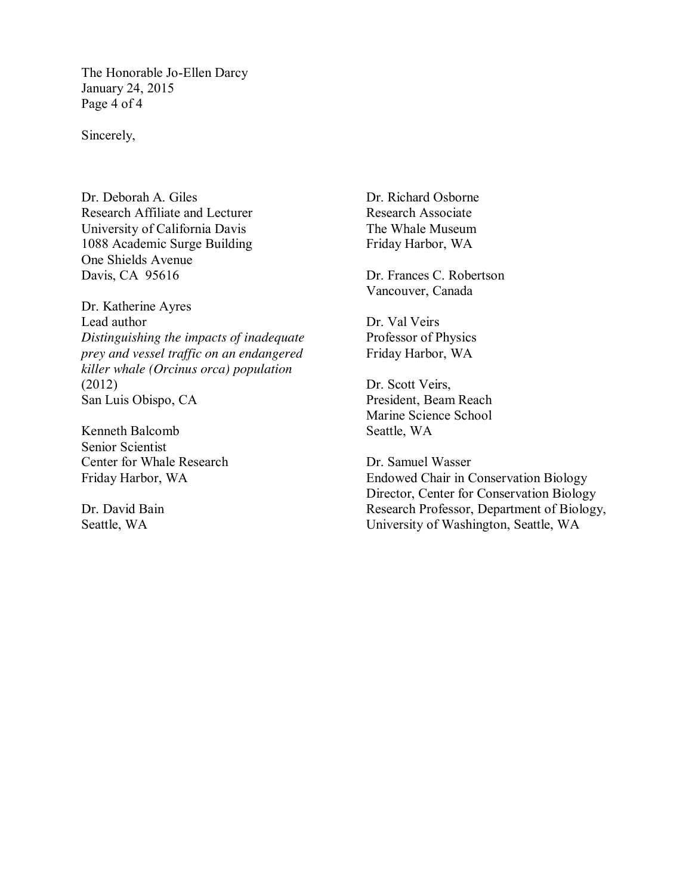Sincerely,

Dr. Deborah A. Giles
Research Affiliate and Lecturer
University of California Davis
1088 Academic Surge Building
One Shields Avenue
Davis, CA 95616

Dr. Katherine Ayres
Lead author
*Distinguishing the impacts of inadequate prey and vessel traffic on an endangered killer whale (Orcinus orca) population* (2012)
San Luis Obispo, CA

Kenneth Balcomb
Senior Scientist
Center for Whale Research
Friday Harbor, WA

Dr. David Bain
Seattle, WA

Dr. Richard Osborne
Research Associate
The Whale Museum
Friday Harbor, WA

Dr. Frances C. Robertson
Vancouver, Canada

Dr. Val Veirs
Professor of Physics
Friday Harbor, WA

Dr. Scott Veirs,
President, Beam Reach
Marine Science School
Seattle, WA

Dr. Samuel Wasser
Endowed Chair in Conservation Biology
Director, Center for Conservation Biology
Research Professor, Department of Biology,
University of Washington, Seattle, WA